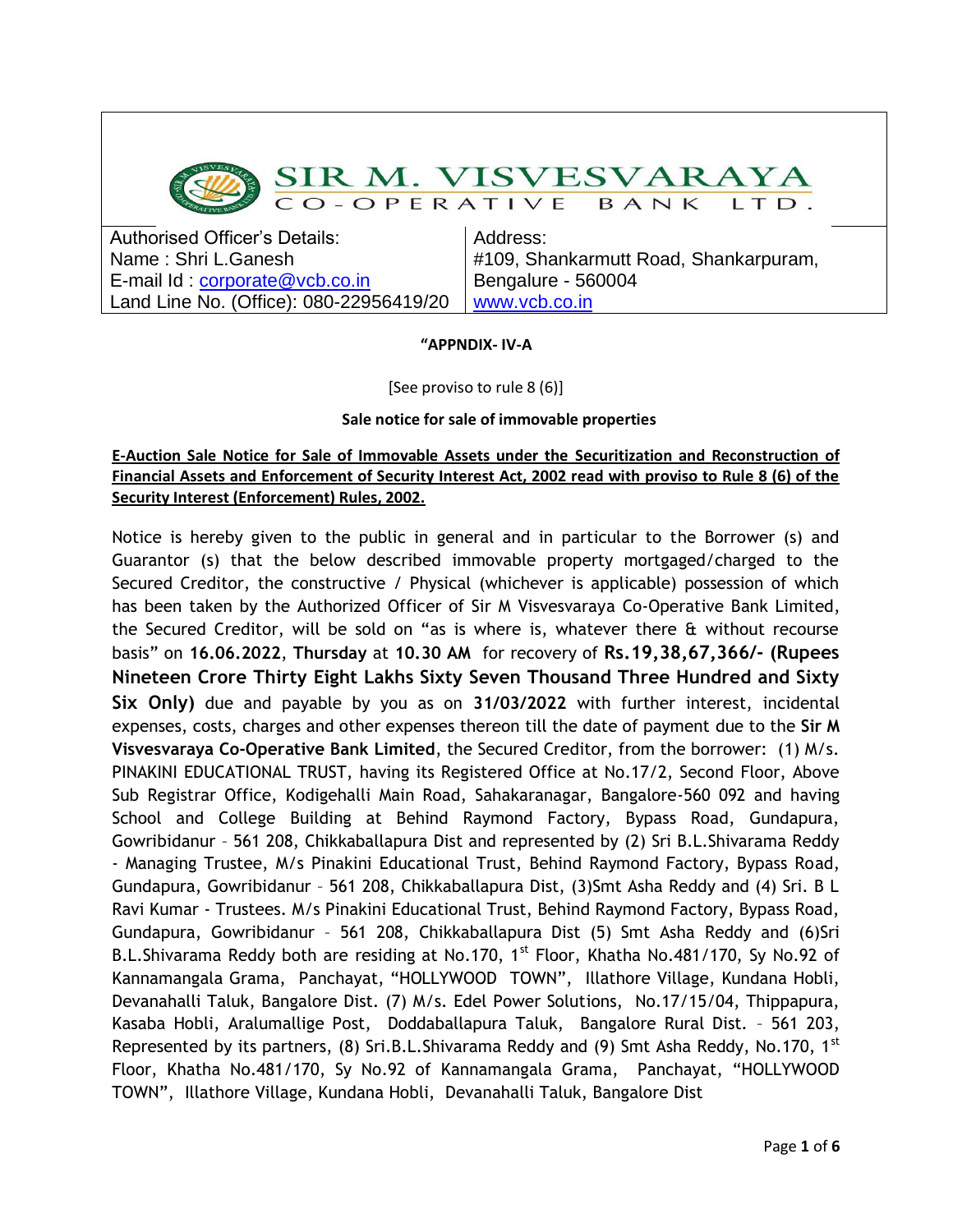# SIR M. VISVESVARAYA CO-OPERATIVE BANK LTD.

| Authorised Officer's Details: | Address: |
|---|---|
| Name : Shri L.Ganesh | #109, Shankarmutt Road, Shankarpuram, |
| E-mail Id : corporate@vcb.co.in | Bengalure - 560004 |
| Land Line No. (Office): 080-22956419/20 | www.vcb.co.in |

**"APPNDIX- IV-A**

[See proviso to rule 8 (6)]

**Sale notice for sale of immovable properties**

**E-Auction Sale Notice for Sale of Immovable Assets under the Securitization and Reconstruction of Financial Assets and Enforcement of Security Interest Act, 2002 read with proviso to Rule 8 (6) of the Security Interest (Enforcement) Rules, 2002.**

Notice is hereby given to the public in general and in particular to the Borrower (s) and Guarantor (s) that the below described immovable property mortgaged/charged to the Secured Creditor, the constructive / Physical (whichever is applicable) possession of which has been taken by the Authorized Officer of Sir M Visvesvaraya Co-Operative Bank Limited, the Secured Creditor, will be sold on "as is where is, whatever there & without recourse basis" on **16.06.2022**, **Thursday** at **10.30 AM** for recovery of **Rs.19,38,67,366/- (Rupees Nineteen Crore Thirty Eight Lakhs Sixty Seven Thousand Three Hundred and Sixty Six Only)** due and payable by you as on **31/03/2022** with further interest, incidental expenses, costs, charges and other expenses thereon till the date of payment due to the **Sir M Visvesvaraya Co-Operative Bank Limited**, the Secured Creditor, from the borrower: (1) M/s. PINAKINI EDUCATIONAL TRUST, having its Registered Office at No.17/2, Second Floor, Above Sub Registrar Office, Kodigehalli Main Road, Sahakaranagar, Bangalore-560 092 and having School and College Building at Behind Raymond Factory, Bypass Road, Gundapura, Gowribidanur – 561 208, Chikkaballapura Dist and represented by (2) Sri B.L.Shivarama Reddy - Managing Trustee, M/s Pinakini Educational Trust, Behind Raymond Factory, Bypass Road, Gundapura, Gowribidanur – 561 208, Chikkaballapura Dist, (3)Smt Asha Reddy and (4) Sri. B L Ravi Kumar - Trustees. M/s Pinakini Educational Trust, Behind Raymond Factory, Bypass Road, Gundapura, Gowribidanur – 561 208, Chikkaballapura Dist (5) Smt Asha Reddy and (6)Sri B.L.Shivarama Reddy both are residing at No.170, 1st Floor, Khatha No.481/170, Sy No.92 of Kannamangala Grama, Panchayat, "HOLLYWOOD TOWN", Illathore Village, Kundana Hobli, Devanahalli Taluk, Bangalore Dist. (7) M/s. Edel Power Solutions, No.17/15/04, Thippapura, Kasaba Hobli, Aralumallige Post, Doddaballapura Taluk, Bangalore Rural Dist. – 561 203, Represented by its partners, (8) Sri.B.L.Shivarama Reddy and (9) Smt Asha Reddy, No.170, 1st Floor, Khatha No.481/170, Sy No.92 of Kannamangala Grama, Panchayat, "HOLLYWOOD TOWN", Illathore Village, Kundana Hobli, Devanahalli Taluk, Bangalore Dist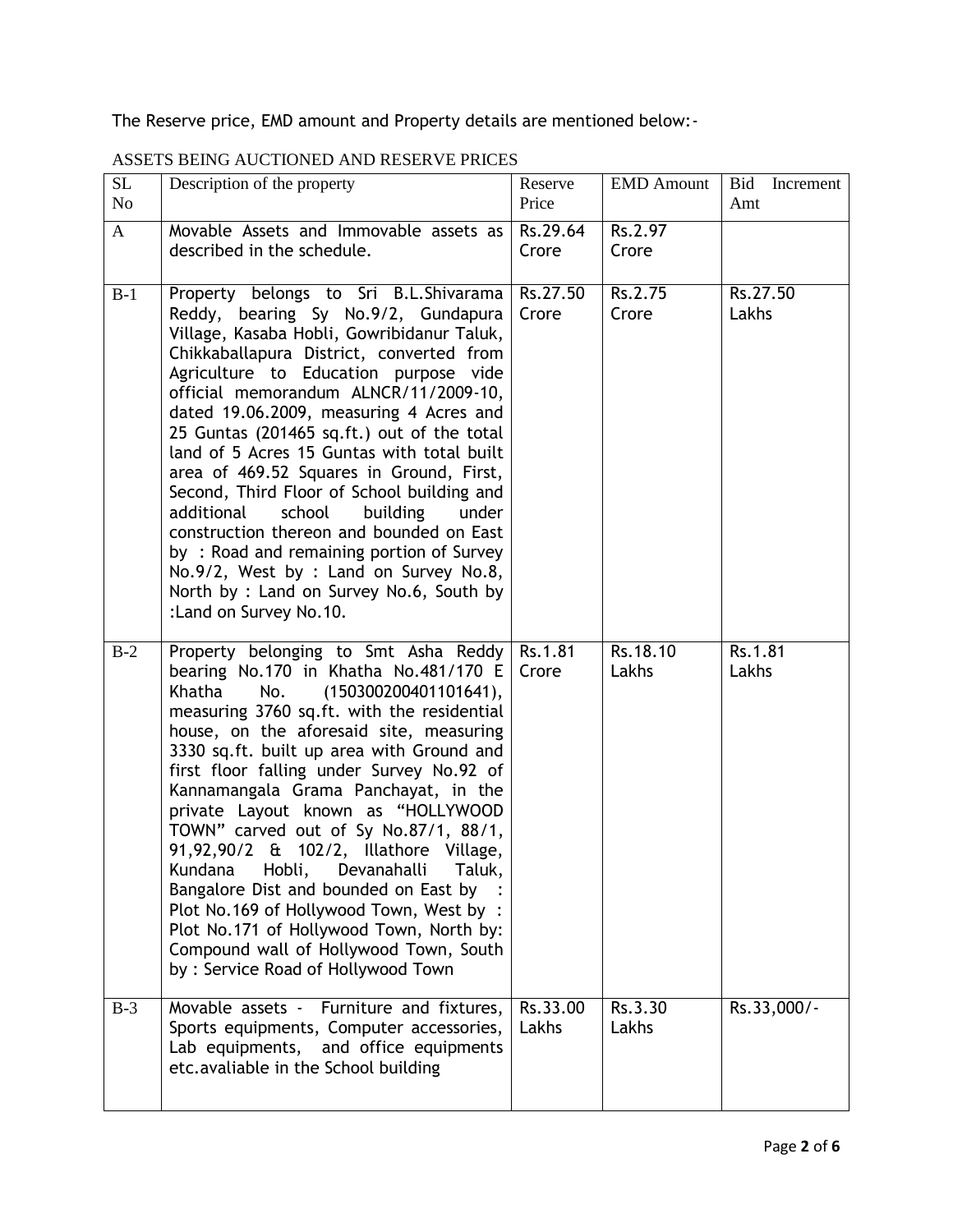The Reserve price, EMD amount and Property details are mentioned below:-

ASSETS BEING AUCTIONED AND RESERVE PRICES

| SL No | Description of the property | Reserve Price | EMD Amount | Bid Increment Amt |
|---|---|---|---|---|
| A | Movable Assets and Immovable assets as described in the schedule. | Rs.29.64 Crore | Rs.2.97 Crore | |
| B-1 | Property belongs to Sri B.L.Shivarama Reddy, bearing Sy No.9/2, Gundapura Village, Kasaba Hobli, Gowribidanur Taluk, Chikkaballapura District, converted from Agriculture to Education purpose vide official memorandum ALNCR/11/2009-10, dated 19.06.2009, measuring 4 Acres and 25 Guntas (201465 sq.ft.) out of the total land of 5 Acres 15 Guntas with total built area of 469.52 Squares in Ground, First, Second, Third Floor of School building and additional school building under construction thereon and bounded on East by : Road and remaining portion of Survey No.9/2, West by : Land on Survey No.8, North by : Land on Survey No.6, South by :Land on Survey No.10. | Rs.27.50 Crore | Rs.2.75 Crore | Rs.27.50 Lakhs |
| B-2 | Property belonging to Smt Asha Reddy bearing No.170 in Khatha No.481/170 E Khatha No. (150300200401101641), measuring 3760 sq.ft. with the residential house, on the aforesaid site, measuring 3330 sq.ft. built up area with Ground and first floor falling under Survey No.92 of Kannamangala Grama Panchayat, in the private Layout known as "HOLLYWOOD TOWN" carved out of Sy No.87/1, 88/1, 91,92,90/2 & 102/2, Illathore Village, Kundana Hobli, Devanahalli Taluk, Bangalore Dist and bounded on East by : Plot No.169 of Hollywood Town, West by : Plot No.171 of Hollywood Town, North by: Compound wall of Hollywood Town, South by : Service Road of Hollywood Town | Rs.1.81 Crore | Rs.18.10 Lakhs | Rs.1.81 Lakhs |
| B-3 | Movable assets - Furniture and fixtures, Sports equipments, Computer accessories, Lab equipments, and office equipments etc.avaliable in the School building | Rs.33.00 Lakhs | Rs.3.30 Lakhs | Rs.33,000/- |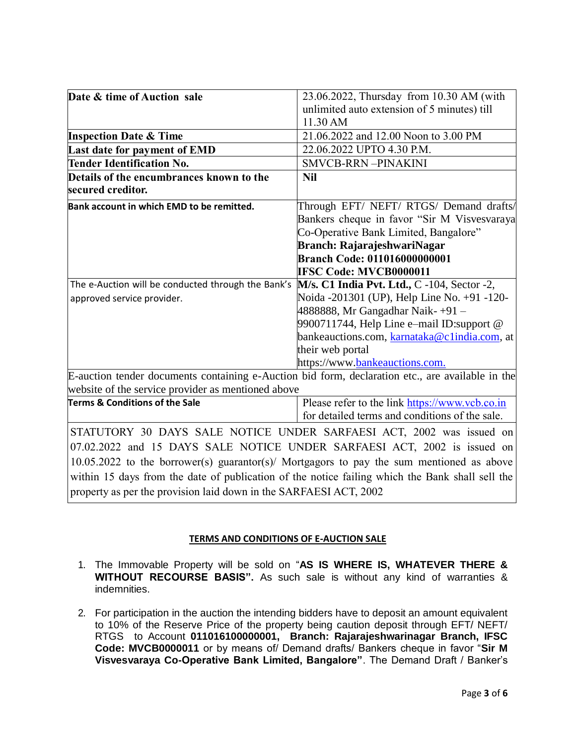| | |
|---|---|
| **Date & time of Auction sale** | 23.06.2022, Thursday from 10.30 AM (with unlimited auto extension of 5 minutes) till 11.30 AM |
| **Inspection Date & Time** | 21.06.2022 and 12.00 Noon to 3.00 PM |
| **Last date for payment of EMD** | 22.06.2022 UPTO 4.30 P.M. |
| **Tender Identification No.** | SMVCB-RRN –PINAKINI |
| **Details of the encumbrances known to the secured creditor.** | **Nil** |
| **Bank account in which EMD to be remitted.** | Through EFT/ NEFT/ RTGS/ Demand drafts/ Bankers cheque in favor "Sir M Visvesvaraya Co-Operative Bank Limited, Bangalore" **Branch: RajarajeshwariNagar** **Branch Code: 011016000000001** **IFSC Code: MVCB0000011** |
| The e-Auction will be conducted through the Bank's approved service provider. | **M/s. C1 India Pvt. Ltd.,** C -104, Sector -2, Noida -201301 (UP), Help Line No. +91 -120-4888888, Mr Gangadhar Naik- +91 – 9900711744, Help Line e–mail ID:support @ bankeauctions.com, karnataka@c1india.com, at their web portal https://www.bankeauctions.com. |
| E-auction tender documents containing e-Auction bid form, declaration etc., are available in the website of the service provider as mentioned above | |
| **Terms & Conditions of the Sale** | Please refer to the link https://www.vcb.co.in for detailed terms and conditions of the sale. |
| STATUTORY 30 DAYS SALE NOTICE UNDER SARFAESI ACT, 2002 was issued on 07.02.2022 and 15 DAYS SALE NOTICE UNDER SARFAESI ACT, 2002 is issued on 10.05.2022 to the borrower(s) guarantor(s)/ Mortgagors to pay the sum mentioned as above within 15 days from the date of publication of the notice failing which the Bank shall sell the property as per the provision laid down in the SARFAESI ACT, 2002 | |

**TERMS AND CONDITIONS OF E-AUCTION SALE**

1. The Immovable Property will be sold on "**AS IS WHERE IS, WHATEVER THERE & WITHOUT RECOURSE BASIS".** As such sale is without any kind of warranties & indemnities.

2. For participation in the auction the intending bidders have to deposit an amount equivalent to 10% of the Reserve Price of the property being caution deposit through EFT/ NEFT/ RTGS to Account **011016100000001, Branch: Rajarajeshwarinagar Branch, IFSC Code: MVCB0000011** or by means of/ Demand drafts/ Bankers cheque in favor "**Sir M Visvesvaraya Co-Operative Bank Limited, Bangalore"**. The Demand Draft / Banker's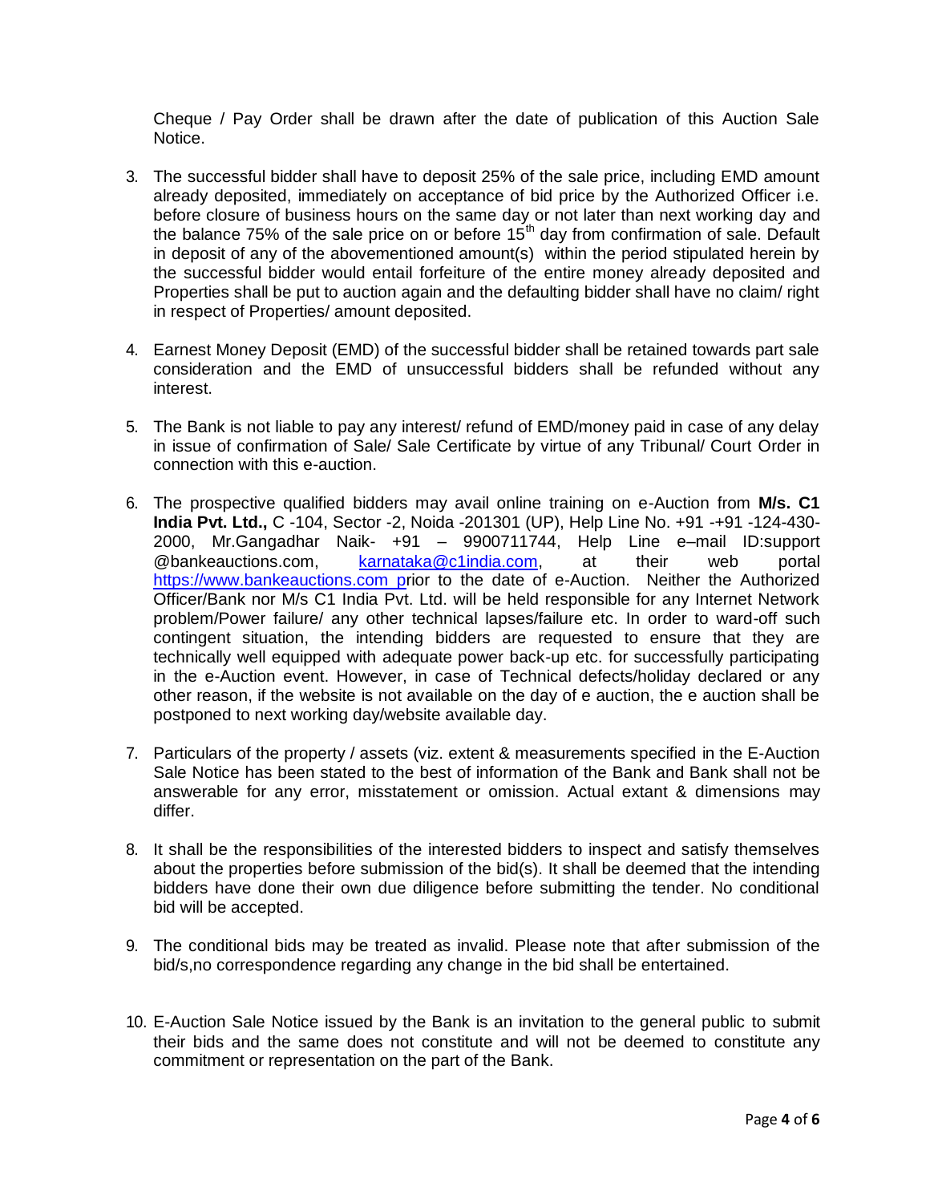Cheque / Pay Order shall be drawn after the date of publication of this Auction Sale Notice.

3. The successful bidder shall have to deposit 25% of the sale price, including EMD amount already deposited, immediately on acceptance of bid price by the Authorized Officer i.e. before closure of business hours on the same day or not later than next working day and the balance 75% of the sale price on or before 15th day from confirmation of sale. Default in deposit of any of the abovementioned amount(s) within the period stipulated herein by the successful bidder would entail forfeiture of the entire money already deposited and Properties shall be put to auction again and the defaulting bidder shall have no claim/ right in respect of Properties/ amount deposited.

4. Earnest Money Deposit (EMD) of the successful bidder shall be retained towards part sale consideration and the EMD of unsuccessful bidders shall be refunded without any interest.

5. The Bank is not liable to pay any interest/ refund of EMD/money paid in case of any delay in issue of confirmation of Sale/ Sale Certificate by virtue of any Tribunal/ Court Order in connection with this e-auction.

6. The prospective qualified bidders may avail online training on e-Auction from **M/s. C1 India Pvt. Ltd.,** C -104, Sector -2, Noida -201301 (UP), Help Line No. +91 -+91 -124-430-2000, Mr.Gangadhar Naik- +91 – 9900711744, Help Line e–mail ID:support @bankeauctions.com, karnataka@c1india.com, at their web portal https://www.bankeauctions.com prior to the date of e-Auction. Neither the Authorized Officer/Bank nor M/s C1 India Pvt. Ltd. will be held responsible for any Internet Network problem/Power failure/ any other technical lapses/failure etc. In order to ward-off such contingent situation, the intending bidders are requested to ensure that they are technically well equipped with adequate power back-up etc. for successfully participating in the e-Auction event. However, in case of Technical defects/holiday declared or any other reason, if the website is not available on the day of e auction, the e auction shall be postponed to next working day/website available day.

7. Particulars of the property / assets (viz. extent & measurements specified in the E-Auction Sale Notice has been stated to the best of information of the Bank and Bank shall not be answerable for any error, misstatement or omission. Actual extant & dimensions may differ.

8. It shall be the responsibilities of the interested bidders to inspect and satisfy themselves about the properties before submission of the bid(s). It shall be deemed that the intending bidders have done their own due diligence before submitting the tender. No conditional bid will be accepted.

9. The conditional bids may be treated as invalid. Please note that after submission of the bid/s,no correspondence regarding any change in the bid shall be entertained.

10. E-Auction Sale Notice issued by the Bank is an invitation to the general public to submit their bids and the same does not constitute and will not be deemed to constitute any commitment or representation on the part of the Bank.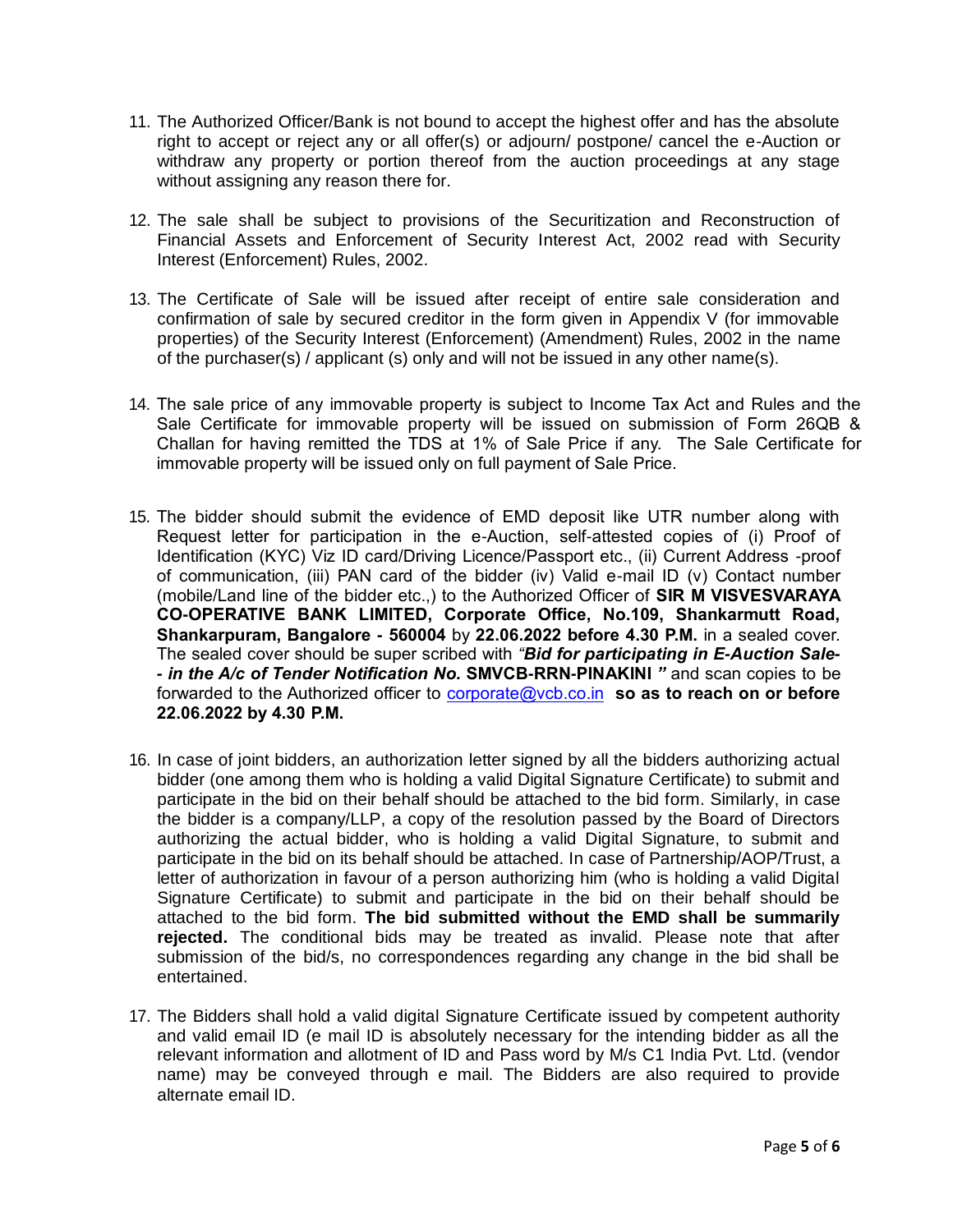11. The Authorized Officer/Bank is not bound to accept the highest offer and has the absolute right to accept or reject any or all offer(s) or adjourn/ postpone/ cancel the e-Auction or withdraw any property or portion thereof from the auction proceedings at any stage without assigning any reason there for.

12. The sale shall be subject to provisions of the Securitization and Reconstruction of Financial Assets and Enforcement of Security Interest Act, 2002 read with Security Interest (Enforcement) Rules, 2002.

13. The Certificate of Sale will be issued after receipt of entire sale consideration and confirmation of sale by secured creditor in the form given in Appendix V (for immovable properties) of the Security Interest (Enforcement) (Amendment) Rules, 2002 in the name of the purchaser(s) / applicant (s) only and will not be issued in any other name(s).

14. The sale price of any immovable property is subject to Income Tax Act and Rules and the Sale Certificate for immovable property will be issued on submission of Form 26QB & Challan for having remitted the TDS at 1% of Sale Price if any. The Sale Certificate for immovable property will be issued only on full payment of Sale Price.

15. The bidder should submit the evidence of EMD deposit like UTR number along with Request letter for participation in the e-Auction, self-attested copies of (i) Proof of Identification (KYC) Viz ID card/Driving Licence/Passport etc., (ii) Current Address -proof of communication, (iii) PAN card of the bidder (iv) Valid e-mail ID (v) Contact number (mobile/Land line of the bidder etc.,) to the Authorized Officer of **SIR M VISVESVARAYA CO-OPERATIVE BANK LIMITED, Corporate Office, No.109, Shankarmutt Road, Shankarpuram, Bangalore - 560004** by **22.06.2022 before 4.30 P.M.** in a sealed cover. The sealed cover should be super scribed with ***"Bid for participating in E-Auction Sale-- in the A/c of Tender Notification No.* SMVCB-RRN-PINAKINI *"*** and scan copies to be forwarded to the Authorized officer to corporate@vcb.co.in **so as to reach on or before 22.06.2022 by 4.30 P.M.**

16. In case of joint bidders, an authorization letter signed by all the bidders authorizing actual bidder (one among them who is holding a valid Digital Signature Certificate) to submit and participate in the bid on their behalf should be attached to the bid form. Similarly, in case the bidder is a company/LLP, a copy of the resolution passed by the Board of Directors authorizing the actual bidder, who is holding a valid Digital Signature, to submit and participate in the bid on its behalf should be attached. In case of Partnership/AOP/Trust, a letter of authorization in favour of a person authorizing him (who is holding a valid Digital Signature Certificate) to submit and participate in the bid on their behalf should be attached to the bid form. **The bid submitted without the EMD shall be summarily rejected.** The conditional bids may be treated as invalid. Please note that after submission of the bid/s, no correspondences regarding any change in the bid shall be entertained.

17. The Bidders shall hold a valid digital Signature Certificate issued by competent authority and valid email ID (e mail ID is absolutely necessary for the intending bidder as all the relevant information and allotment of ID and Pass word by M/s C1 India Pvt. Ltd. (vendor name) may be conveyed through e mail. The Bidders are also required to provide alternate email ID.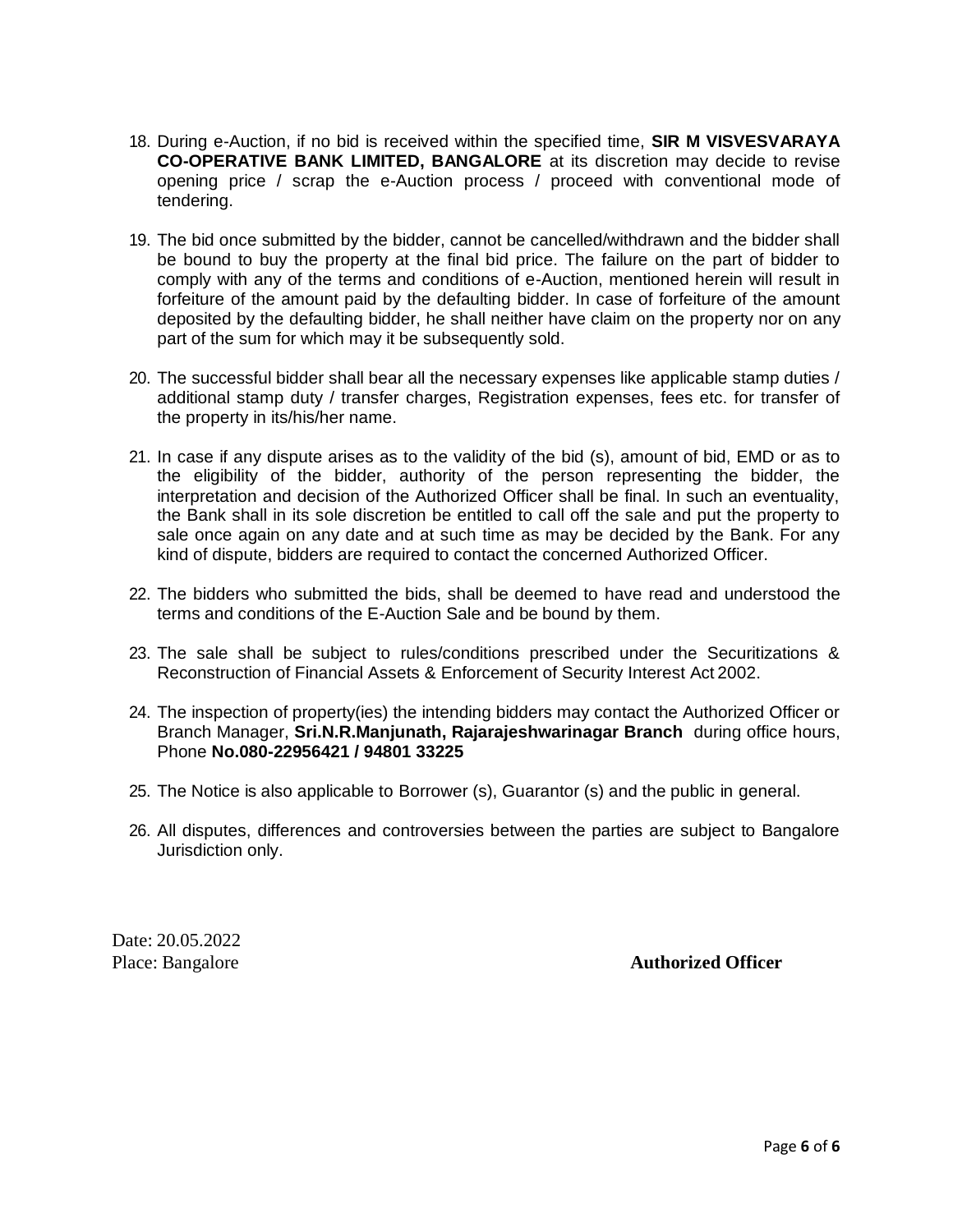18. During e-Auction, if no bid is received within the specified time, **SIR M VISVESVARAYA CO-OPERATIVE BANK LIMITED, BANGALORE** at its discretion may decide to revise opening price / scrap the e-Auction process / proceed with conventional mode of tendering.

19. The bid once submitted by the bidder, cannot be cancelled/withdrawn and the bidder shall be bound to buy the property at the final bid price. The failure on the part of bidder to comply with any of the terms and conditions of e-Auction, mentioned herein will result in forfeiture of the amount paid by the defaulting bidder. In case of forfeiture of the amount deposited by the defaulting bidder, he shall neither have claim on the property nor on any part of the sum for which may it be subsequently sold.

20. The successful bidder shall bear all the necessary expenses like applicable stamp duties / additional stamp duty / transfer charges, Registration expenses, fees etc. for transfer of the property in its/his/her name.

21. In case if any dispute arises as to the validity of the bid (s), amount of bid, EMD or as to the eligibility of the bidder, authority of the person representing the bidder, the interpretation and decision of the Authorized Officer shall be final. In such an eventuality, the Bank shall in its sole discretion be entitled to call off the sale and put the property to sale once again on any date and at such time as may be decided by the Bank. For any kind of dispute, bidders are required to contact the concerned Authorized Officer.

22. The bidders who submitted the bids, shall be deemed to have read and understood the terms and conditions of the E-Auction Sale and be bound by them.

23. The sale shall be subject to rules/conditions prescribed under the Securitizations & Reconstruction of Financial Assets & Enforcement of Security Interest Act 2002.

24. The inspection of property(ies) the intending bidders may contact the Authorized Officer or Branch Manager, **Sri.N.R.Manjunath, Rajarajeshwarinagar Branch** during office hours, Phone **No.080-22956421 / 94801 33225**

25. The Notice is also applicable to Borrower (s), Guarantor (s) and the public in general.

26. All disputes, differences and controversies between the parties are subject to Bangalore Jurisdiction only.

Date: 20.05.2022
Place: Bangalore

**Authorized Officer**